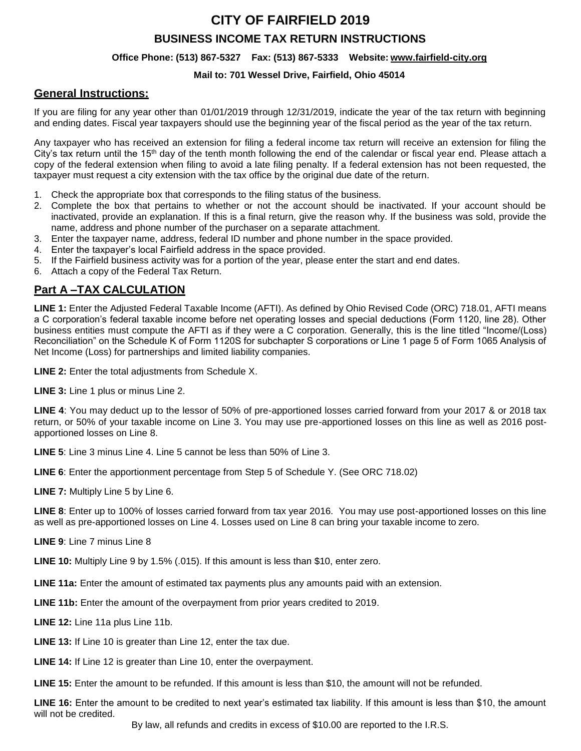# CITY OF FAIRFIELD 2019

## BUSINESS INCOME TAX RETURN INSTRUCTIONS

**Office Phone: (513) 867-5327 Fax: (513) 867-5333 Website: www.fairfield-city.org**

**Mail to: 701 Wessel Drive, Fairfield, Ohio 45014**

## General Instructions:

If you are filing for any year other than 01/01/2019 through 12/31/2019, indicate the year of the tax return with beginning and ending dates. Fiscal year taxpayers should use the beginning year of the fiscal period as the year of the tax return.

Any taxpayer who has received an extension for filing a federal income tax return will receive an extension for filing the City's tax return until the 15th day of the tenth month following the end of the calendar or fiscal year end. Please attach a copy of the federal extension when filing to avoid a late filing penalty. If a federal extension has not been requested, the taxpayer must request a city extension with the tax office by the original due date of the return.

1. Check the appropriate box that corresponds to the filing status of the business.
2. Complete the box that pertains to whether or not the account should be inactivated. If your account should be inactivated, provide an explanation. If this is a final return, give the reason why. If the business was sold, provide the name, address and phone number of the purchaser on a separate attachment.
3. Enter the taxpayer name, address, federal ID number and phone number in the space provided.
4. Enter the taxpayer's local Fairfield address in the space provided.
5. If the Fairfield business activity was for a portion of the year, please enter the start and end dates.
6. Attach a copy of the Federal Tax Return.

## Part A –TAX CALCULATION

**LINE 1:** Enter the Adjusted Federal Taxable Income (AFTI). As defined by Ohio Revised Code (ORC) 718.01, AFTI means a C corporation's federal taxable income before net operating losses and special deductions (Form 1120, line 28). Other business entities must compute the AFTI as if they were a C corporation. Generally, this is the line titled "Income/(Loss) Reconciliation" on the Schedule K of Form 1120S for subchapter S corporations or Line 1 page 5 of Form 1065 Analysis of Net Income (Loss) for partnerships and limited liability companies.

**LINE 2:** Enter the total adjustments from Schedule X.

**LINE 3:** Line 1 plus or minus Line 2.

**LINE 4**: You may deduct up to the lessor of 50% of pre-apportioned losses carried forward from your 2017 & or 2018 tax return, or 50% of your taxable income on Line 3. You may use pre-apportioned losses on this line as well as 2016 post-apportioned losses on Line 8.

**LINE 5**: Line 3 minus Line 4. Line 5 cannot be less than 50% of Line 3.

**LINE 6**: Enter the apportionment percentage from Step 5 of Schedule Y. (See ORC 718.02)

**LINE 7:** Multiply Line 5 by Line 6.

**LINE 8**: Enter up to 100% of losses carried forward from tax year 2016. You may use post-apportioned losses on this line as well as pre-apportioned losses on Line 4. Losses used on Line 8 can bring your taxable income to zero.

**LINE 9**: Line 7 minus Line 8

**LINE 10:** Multiply Line 9 by 1.5% (.015). If this amount is less than $10, enter zero.

**LINE 11a:** Enter the amount of estimated tax payments plus any amounts paid with an extension.

**LINE 11b:** Enter the amount of the overpayment from prior years credited to 2019.

**LINE 12:** Line 11a plus Line 11b.

**LINE 13:** If Line 10 is greater than Line 12, enter the tax due.

**LINE 14:** If Line 12 is greater than Line 10, enter the overpayment.

**LINE 15:** Enter the amount to be refunded. If this amount is less than $10, the amount will not be refunded.

**LINE 16:** Enter the amount to be credited to next year's estimated tax liability. If this amount is less than $10, the amount will not be credited.

By law, all refunds and credits in excess of $10.00 are reported to the I.R.S.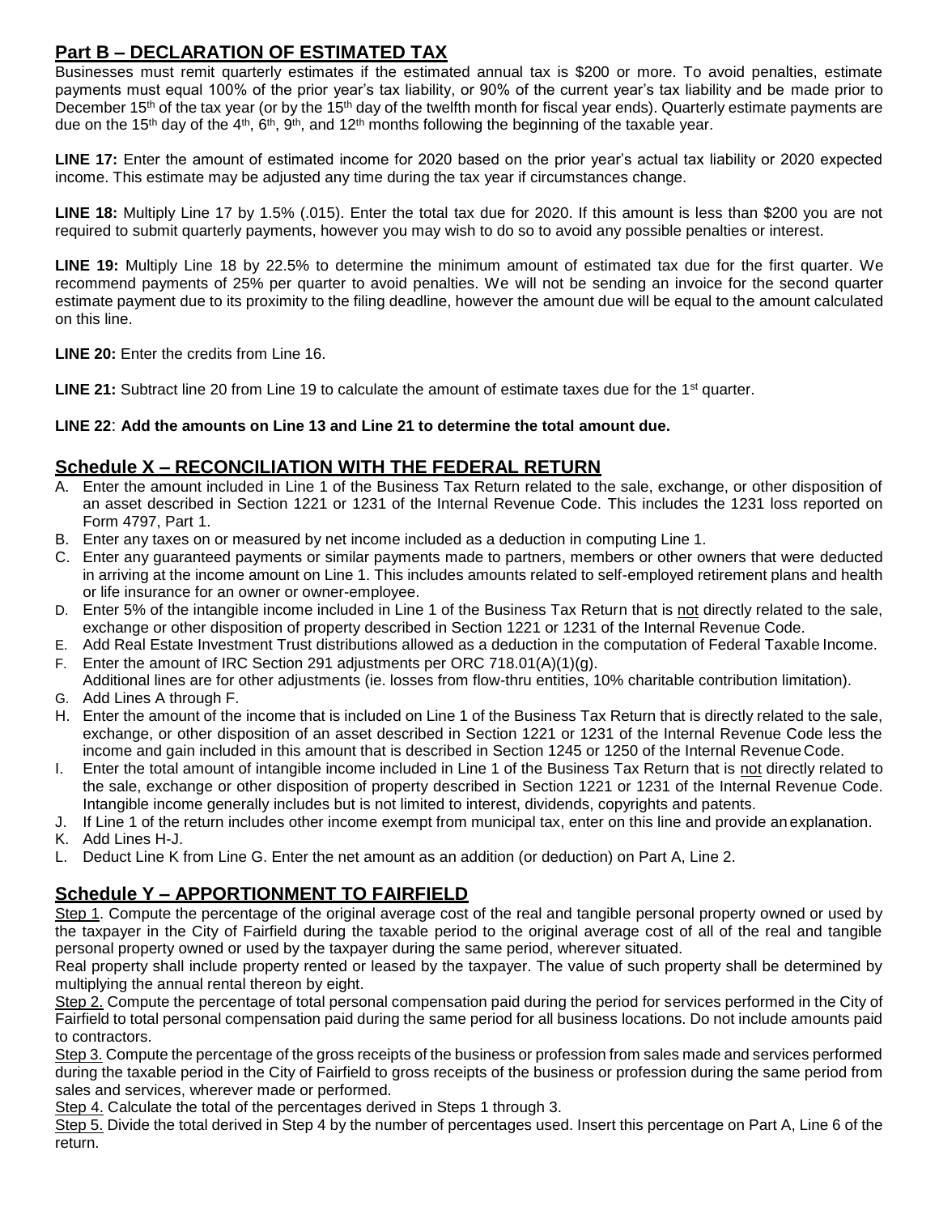## Part B – DECLARATION OF ESTIMATED TAX

Businesses must remit quarterly estimates if the estimated annual tax is $200 or more. To avoid penalties, estimate payments must equal 100% of the prior year's tax liability, or 90% of the current year's tax liability and be made prior to December 15th of the tax year (or by the 15th day of the twelfth month for fiscal year ends). Quarterly estimate payments are due on the 15th day of the 4th, 6th, 9th, and 12th months following the beginning of the taxable year.

**LINE 17:** Enter the amount of estimated income for 2020 based on the prior year's actual tax liability or 2020 expected income. This estimate may be adjusted any time during the tax year if circumstances change.

**LINE 18:** Multiply Line 17 by 1.5% (.015). Enter the total tax due for 2020. If this amount is less than $200 you are not required to submit quarterly payments, however you may wish to do so to avoid any possible penalties or interest.

**LINE 19:** Multiply Line 18 by 22.5% to determine the minimum amount of estimated tax due for the first quarter. We recommend payments of 25% per quarter to avoid penalties. We will not be sending an invoice for the second quarter estimate payment due to its proximity to the filing deadline, however the amount due will be equal to the amount calculated on this line.

**LINE 20:** Enter the credits from Line 16.

**LINE 21:** Subtract line 20 from Line 19 to calculate the amount of estimate taxes due for the 1st quarter.

**LINE 22**: **Add the amounts on Line 13 and Line 21 to determine the total amount due.**

## Schedule X – RECONCILIATION WITH THE FEDERAL RETURN

A. Enter the amount included in Line 1 of the Business Tax Return related to the sale, exchange, or other disposition of an asset described in Section 1221 or 1231 of the Internal Revenue Code. This includes the 1231 loss reported on Form 4797, Part 1.
B. Enter any taxes on or measured by net income included as a deduction in computing Line 1.
C. Enter any guaranteed payments or similar payments made to partners, members or other owners that were deducted in arriving at the income amount on Line 1. This includes amounts related to self-employed retirement plans and health or life insurance for an owner or owner-employee.
D. Enter 5% of the intangible income included in Line 1 of the Business Tax Return that is not directly related to the sale, exchange or other disposition of property described in Section 1221 or 1231 of the Internal Revenue Code.
E. Add Real Estate Investment Trust distributions allowed as a deduction in the computation of Federal Taxable Income.
F. Enter the amount of IRC Section 291 adjustments per ORC 718.01(A)(1)(g).
Additional lines are for other adjustments (ie. losses from flow-thru entities, 10% charitable contribution limitation).
G. Add Lines A through F.
H. Enter the amount of the income that is included on Line 1 of the Business Tax Return that is directly related to the sale, exchange, or other disposition of an asset described in Section 1221 or 1231 of the Internal Revenue Code less the income and gain included in this amount that is described in Section 1245 or 1250 of the Internal Revenue Code.
I. Enter the total amount of intangible income included in Line 1 of the Business Tax Return that is not directly related to the sale, exchange or other disposition of property described in Section 1221 or 1231 of the Internal Revenue Code. Intangible income generally includes but is not limited to interest, dividends, copyrights and patents.
J. If Line 1 of the return includes other income exempt from municipal tax, enter on this line and provide an explanation.
K. Add Lines H-J.
L. Deduct Line K from Line G. Enter the net amount as an addition (or deduction) on Part A, Line 2.

## Schedule Y – APPORTIONMENT TO FAIRFIELD

Step 1. Compute the percentage of the original average cost of the real and tangible personal property owned or used by the taxpayer in the City of Fairfield during the taxable period to the original average cost of all of the real and tangible personal property owned or used by the taxpayer during the same period, wherever situated.
Real property shall include property rented or leased by the taxpayer. The value of such property shall be determined by multiplying the annual rental thereon by eight.

Step 2. Compute the percentage of total personal compensation paid during the period for services performed in the City of Fairfield to total personal compensation paid during the same period for all business locations. Do not include amounts paid to contractors.

Step 3. Compute the percentage of the gross receipts of the business or profession from sales made and services performed during the taxable period in the City of Fairfield to gross receipts of the business or profession during the same period from sales and services, wherever made or performed.

Step 4. Calculate the total of the percentages derived in Steps 1 through 3.

Step 5. Divide the total derived in Step 4 by the number of percentages used. Insert this percentage on Part A, Line 6 of the return.